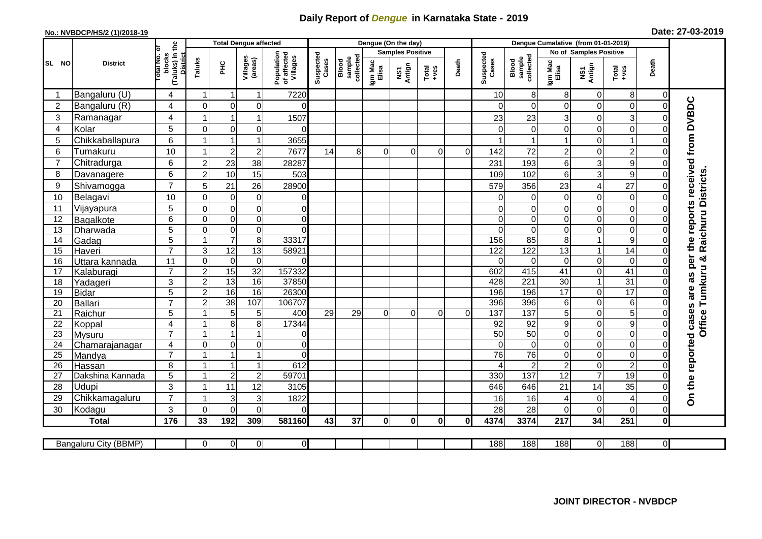# Daily Report of *Dengue* in Karnataka State - 2019

**No.: NVBDCP/HS/2 (1)/2018-19**

**Date: 27-03-2019**

| SL NO | District | Total No. of blocks (Taluks) in the District | Total Dengue affected | | | | Dengue (On the day) | | | | | | | Dengue Cumalative (from 01-01-2019) | | | | | | | |
|---|---|---|---|---|---|---|---|---|---|---|---|---|---|---|---|---|---|---|---|---|
| | | | Taluks | PHC | Villages (areas) | Population of affected Villages | Suspected Cases | Blood sample collected | Samples Positive | | | Death | Suspected Cases | Blood sample collected | No of Samples Positive | | | Death | |
| | | | | | | | | | Igm Mac Elisa | NS1 Antign | Total +ves | | | | Igm Mac Elisa | NS1 Antign | Total +ves | | |
| 1 | Bangaluru (U) | 4 | 1 | 1 | 1 | 7220 | | | | | | | 10 | 8 | 8 | 0 | 8 | 0 | On the reported cases are as per the reports received from DVBDC Office Tumkuru & Raichuru Districts. |
| 2 | Bangaluru (R) | 4 | 0 | 0 | 0 | 0 | | | | | | | 0 | 0 | 0 | 0 | 0 | 0 | |
| 3 | Ramanagar | 4 | 1 | 1 | 1 | 1507 | | | | | | | 23 | 23 | 3 | 0 | 3 | 0 | |
| 4 | Kolar | 5 | 0 | 0 | 0 | 0 | | | | | | | 0 | 0 | 0 | 0 | 0 | 0 | |
| 5 | Chikkaballapura | 6 | 1 | 1 | 1 | 3655 | | | | | | | 1 | 1 | 1 | 0 | 1 | 0 | |
| 6 | Tumakuru | 10 | 1 | 2 | 2 | 7677 | 14 | 8 | 0 | 0 | 0 | 0 | 142 | 72 | 2 | 0 | 2 | 0 | |
| 7 | Chitradurga | 6 | 2 | 23 | 38 | 28287 | | | | | | | 231 | 193 | 6 | 3 | 9 | 0 | |
| 8 | Davanagere | 6 | 2 | 10 | 15 | 503 | | | | | | | 109 | 102 | 6 | 3 | 9 | 0 | |
| 9 | Shivamogga | 7 | 5 | 21 | 26 | 28900 | | | | | | | 579 | 356 | 23 | 4 | 27 | 0 | |
| 10 | Belagavi | 10 | 0 | 0 | 0 | 0 | | | | | | | 0 | 0 | 0 | 0 | 0 | 0 | |
| 11 | Vijayapura | 5 | 0 | 0 | 0 | 0 | | | | | | | 0 | 0 | 0 | 0 | 0 | 0 | |
| 12 | Bagalkote | 6 | 0 | 0 | 0 | 0 | | | | | | | 0 | 0 | 0 | 0 | 0 | 0 | |
| 13 | Dharwada | 5 | 0 | 0 | 0 | 0 | | | | | | | 0 | 0 | 0 | 0 | 0 | 0 | |
| 14 | Gadag | 5 | 1 | 7 | 8 | 33317 | | | | | | | 156 | 85 | 8 | 1 | 9 | 0 | |
| 15 | Haveri | 7 | 3 | 12 | 13 | 58921 | | | | | | | 122 | 122 | 13 | 1 | 14 | 0 | |
| 16 | Uttara kannada | 11 | 0 | 0 | 0 | 0 | | | | | | | 0 | 0 | 0 | 0 | 0 | 0 | |
| 17 | Kalaburagi | 7 | 2 | 15 | 32 | 157332 | | | | | | | 602 | 415 | 41 | 0 | 41 | 0 | |
| 18 | Yadageri | 3 | 2 | 13 | 16 | 37850 | | | | | | | 428 | 221 | 30 | 1 | 31 | 0 | |
| 19 | Bidar | 5 | 2 | 16 | 16 | 26300 | | | | | | | 196 | 196 | 17 | 0 | 17 | 0 | |
| 20 | Ballari | 7 | 2 | 38 | 107 | 106707 | | | | | | | 396 | 396 | 6 | 0 | 6 | 0 | |
| 21 | Raichur | 5 | 1 | 5 | 5 | 400 | 29 | 29 | 0 | 0 | 0 | 0 | 137 | 137 | 5 | 0 | 5 | 0 | |
| 22 | Koppal | 4 | 1 | 8 | 8 | 17344 | | | | | | | 92 | 92 | 9 | 0 | 9 | 0 | |
| 23 | Mysuru | 7 | 1 | 1 | 1 | 0 | | | | | | | 50 | 50 | 0 | 0 | 0 | 0 | |
| 24 | Chamarajanagar | 4 | 0 | 0 | 0 | 0 | | | | | | | 0 | 0 | 0 | 0 | 0 | 0 | |
| 25 | Mandya | 7 | 1 | 1 | 1 | 0 | | | | | | | 76 | 76 | 0 | 0 | 0 | 0 | |
| 26 | Hassan | 8 | 1 | 1 | 1 | 612 | | | | | | | 4 | 2 | 2 | 0 | 2 | 0 | |
| 27 | Dakshina Kannada | 5 | 1 | 2 | 2 | 59701 | | | | | | | 330 | 137 | 12 | 7 | 19 | 0 | |
| 28 | Udupi | 3 | 1 | 11 | 12 | 3105 | | | | | | | 646 | 646 | 21 | 14 | 35 | 0 | |
| 29 | Chikkamagaluru | 7 | 1 | 3 | 3 | 1822 | | | | | | | 16 | 16 | 4 | 0 | 4 | 0 | |
| 30 | Kodagu | 3 | 0 | 0 | 0 | 0 | | | | | | | 28 | 28 | 0 | 0 | 0 | 0 | |
| | **Total** | **176** | **33** | **192** | **309** | **581160** | **43** | **37** | **0** | **0** | **0** | **0** | **4374** | **3374** | **217** | **34** | **251** | **0** | |

| Bangaluru City (BBMP) | | 0 | 0 | 0 | 0 | | | | | | | 188 | 188 | 188 | 0 | 188 | 0 |
|---|---|---|---|---|---|---|---|---|---|---|---|---|---|---|---|---|---|

**JOINT DIRECTOR - NVBDCP**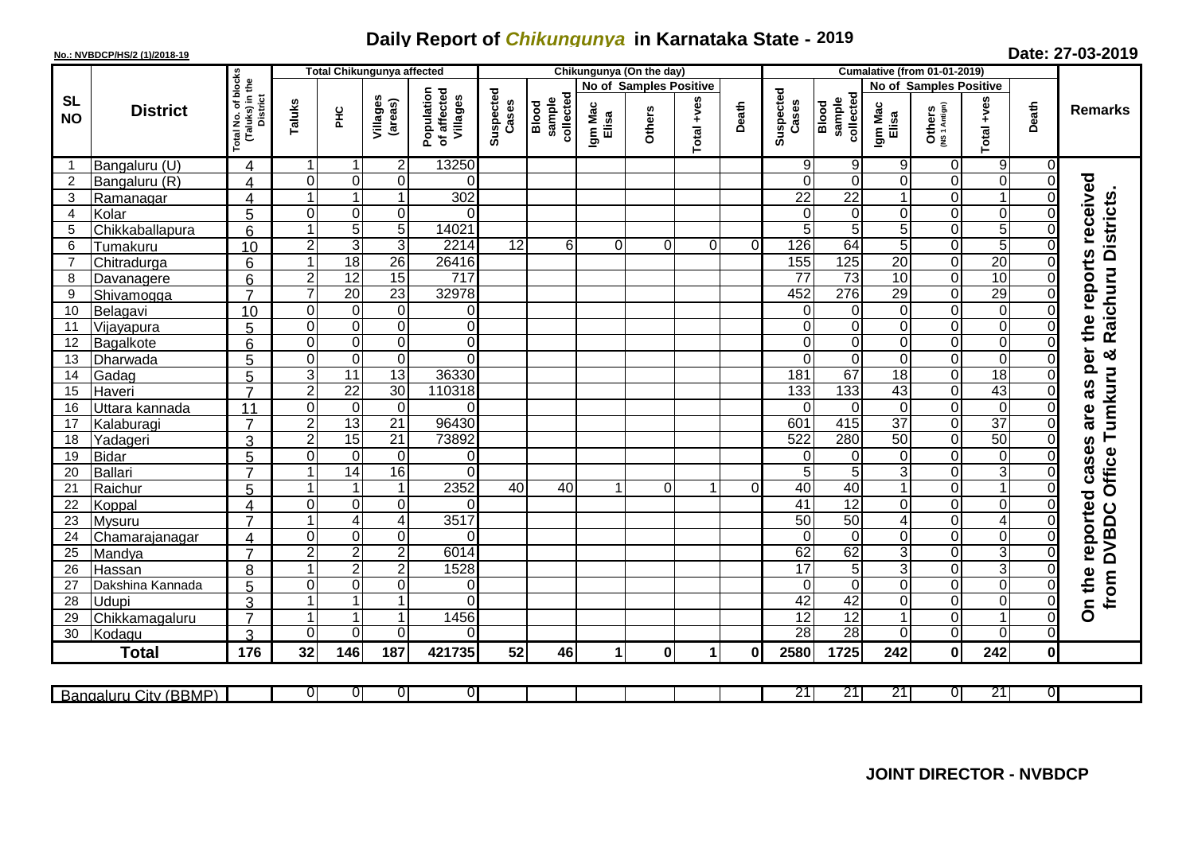# Daily Report of *Chikungunya* in Karnataka State - 2019

**No.: NVBDCP/HS/2 (1)/2018-19**

**Date: 27-03-2019**

| SL NO | District | Total No. of blocks (Taluks) in the District | Total Chikungunya affected | | | | Chikungunya (On the day) | | | | | | | Cumalative (from 01-01-2019) | | | | | | | Remarks |
|---|---|---|---|---|---|---|---|---|---|---|---|---|---|---|---|---|---|---|---|---|---|
| | | | Taluks | PHC | Villages (areas) | Population of affected Villages | Suspected Cases | Blood sample collected | No of Samples Positive | | | Death | Suspected Cases | Blood sample collected | No of Samples Positive | | | Death | |
| | | | | | | | | | Igm Mac Elisa | Others | Total +ves | | | | Igm Mac Elisa | Others (NS 1 Antign) | Total +ves | | |
| 1 | Bangaluru (U) | 4 | 1 | 1 | 2 | 13250 | | | | | | | 9 | 9 | 9 | 0 | 9 | 0 | On the reported cases are as per the reports received from DVBDC Office Tumkuru & Raichuru Districts. |
| 2 | Bangaluru (R) | 4 | 0 | 0 | 0 | 0 | | | | | | | 0 | 0 | 0 | 0 | 0 | 0 | |
| 3 | Ramanagar | 4 | 1 | 1 | 1 | 302 | | | | | | | 22 | 22 | 1 | 0 | 1 | 0 | |
| 4 | Kolar | 5 | 0 | 0 | 0 | 0 | | | | | | | 0 | 0 | 0 | 0 | 0 | 0 | |
| 5 | Chikkaballapura | 6 | 1 | 5 | 5 | 14021 | | | | | | | 5 | 5 | 5 | 0 | 5 | 0 | |
| 6 | Tumakuru | 10 | 2 | 3 | 3 | 2214 | 12 | 6 | 0 | 0 | 0 | 0 | 126 | 64 | 5 | 0 | 5 | 0 | |
| 7 | Chitradurga | 6 | 1 | 18 | 26 | 26416 | | | | | | | 155 | 125 | 20 | 0 | 20 | 0 | |
| 8 | Davanagere | 6 | 2 | 12 | 15 | 717 | | | | | | | 77 | 73 | 10 | 0 | 10 | 0 | |
| 9 | Shivamogga | 7 | 7 | 20 | 23 | 32978 | | | | | | | 452 | 276 | 29 | 0 | 29 | 0 | |
| 10 | Belagavi | 10 | 0 | 0 | 0 | 0 | | | | | | | 0 | 0 | 0 | 0 | 0 | 0 | |
| 11 | Vijayapura | 5 | 0 | 0 | 0 | 0 | | | | | | | 0 | 0 | 0 | 0 | 0 | 0 | |
| 12 | Bagalkote | 6 | 0 | 0 | 0 | 0 | | | | | | | 0 | 0 | 0 | 0 | 0 | 0 | |
| 13 | Dharwada | 5 | 0 | 0 | 0 | 0 | | | | | | | 0 | 0 | 0 | 0 | 0 | 0 | |
| 14 | Gadag | 5 | 3 | 11 | 13 | 36330 | | | | | | | 181 | 67 | 18 | 0 | 18 | 0 | |
| 15 | Haveri | 7 | 2 | 22 | 30 | 110318 | | | | | | | 133 | 133 | 43 | 0 | 43 | 0 | |
| 16 | Uttara kannada | 11 | 0 | 0 | 0 | 0 | | | | | | | 0 | 0 | 0 | 0 | 0 | 0 | |
| 17 | Kalaburagi | 7 | 2 | 13 | 21 | 96430 | | | | | | | 601 | 415 | 37 | 0 | 37 | 0 | |
| 18 | Yadageri | 3 | 2 | 15 | 21 | 73892 | | | | | | | 522 | 280 | 50 | 0 | 50 | 0 | |
| 19 | Bidar | 5 | 0 | 0 | 0 | 0 | | | | | | | 0 | 0 | 0 | 0 | 0 | 0 | |
| 20 | Ballari | 7 | 1 | 14 | 16 | 0 | | | | | | | 5 | 5 | 3 | 0 | 3 | 0 | |
| 21 | Raichur | 5 | 1 | 1 | 1 | 2352 | 40 | 40 | 1 | 0 | 1 | 0 | 40 | 40 | 1 | 0 | 1 | 0 | |
| 22 | Koppal | 4 | 0 | 0 | 0 | 0 | | | | | | | 41 | 12 | 0 | 0 | 0 | 0 | |
| 23 | Mysuru | 7 | 1 | 4 | 4 | 3517 | | | | | | | 50 | 50 | 4 | 0 | 4 | 0 | |
| 24 | Chamarajanagar | 4 | 0 | 0 | 0 | 0 | | | | | | | 0 | 0 | 0 | 0 | 0 | 0 | |
| 25 | Mandya | 7 | 2 | 2 | 2 | 6014 | | | | | | | 62 | 62 | 3 | 0 | 3 | 0 | |
| 26 | Hassan | 8 | 1 | 2 | 2 | 1528 | | | | | | | 17 | 5 | 3 | 0 | 3 | 0 | |
| 27 | Dakshina Kannada | 5 | 0 | 0 | 0 | 0 | | | | | | | 0 | 0 | 0 | 0 | 0 | 0 | |
| 28 | Udupi | 3 | 1 | 1 | 1 | 0 | | | | | | | 42 | 42 | 0 | 0 | 0 | 0 | |
| 29 | Chikkamagaluru | 7 | 1 | 1 | 1 | 1456 | | | | | | | 12 | 12 | 1 | 0 | 1 | 0 | |
| 30 | Kodagu | 3 | 0 | 0 | 0 | 0 | | | | | | | 28 | 28 | 0 | 0 | 0 | 0 | |
| | **Total** | **176** | **32** | **146** | **187** | **421735** | **52** | **46** | **1** | **0** | **1** | **0** | **2580** | **1725** | **242** | **0** | **242** | **0** | |

| | | | | | | | | | | | | | | | | | | | | |
|---|---|---|---|---|---|---|---|---|---|---|---|---|---|---|---|---|---|---|---|---|
| Bangaluru City (BBMP) | | 0 | 0 | 0 | 0 | | | | | | | 21 | 21 | 21 | 0 | 21 | 0 | |

**JOINT DIRECTOR - NVBDCP**